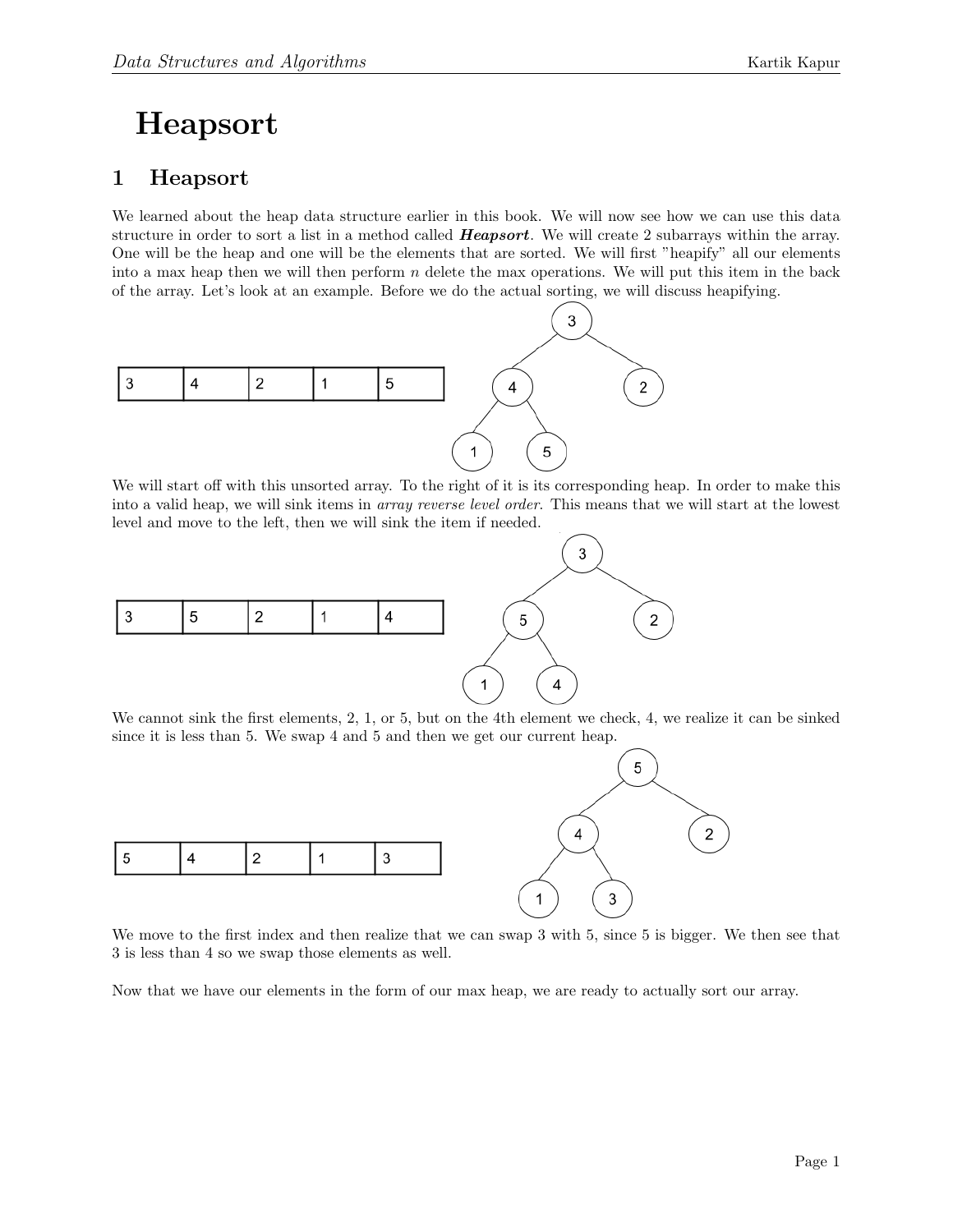# Heapsort

## 1 Heapsort

We learned about the heap data structure earlier in this book. We will now see how we can use this data structure in order to sort a list in a method called ***Heapsort***. We will create 2 subarrays within the array. One will be the heap and one will be the elements that are sorted. We will first "heapify" all our elements into a max heap then we will then perform $n$ delete the max operations. We will put this item in the back of the array. Let's look at an example. Before we do the actual sorting, we will discuss heapifying.

| 3 | 4 | 2 | 1 | 5 |
|---|---|---|---|---|

We will start off with this unsorted array. To the right of it is its corresponding heap. In order to make this into a valid heap, we will sink items in *array reverse level order*. This means that we will start at the lowest level and move to the left, then we will sink the item if needed.

| 3 | 5 | 2 | 1 | 4 |
|---|---|---|---|---|

We cannot sink the first elements, 2, 1, or 5, but on the 4th element we check, 4, we realize it can be sinked since it is less than 5. We swap 4 and 5 and then we get our current heap.

| 5 | 4 | 2 | 1 | 3 |
|---|---|---|---|---|

We move to the first index and then realize that we can swap 3 with 5, since 5 is bigger. We then see that 3 is less than 4 so we swap those elements as well.

Now that we have our elements in the form of our max heap, we are ready to actually sort our array.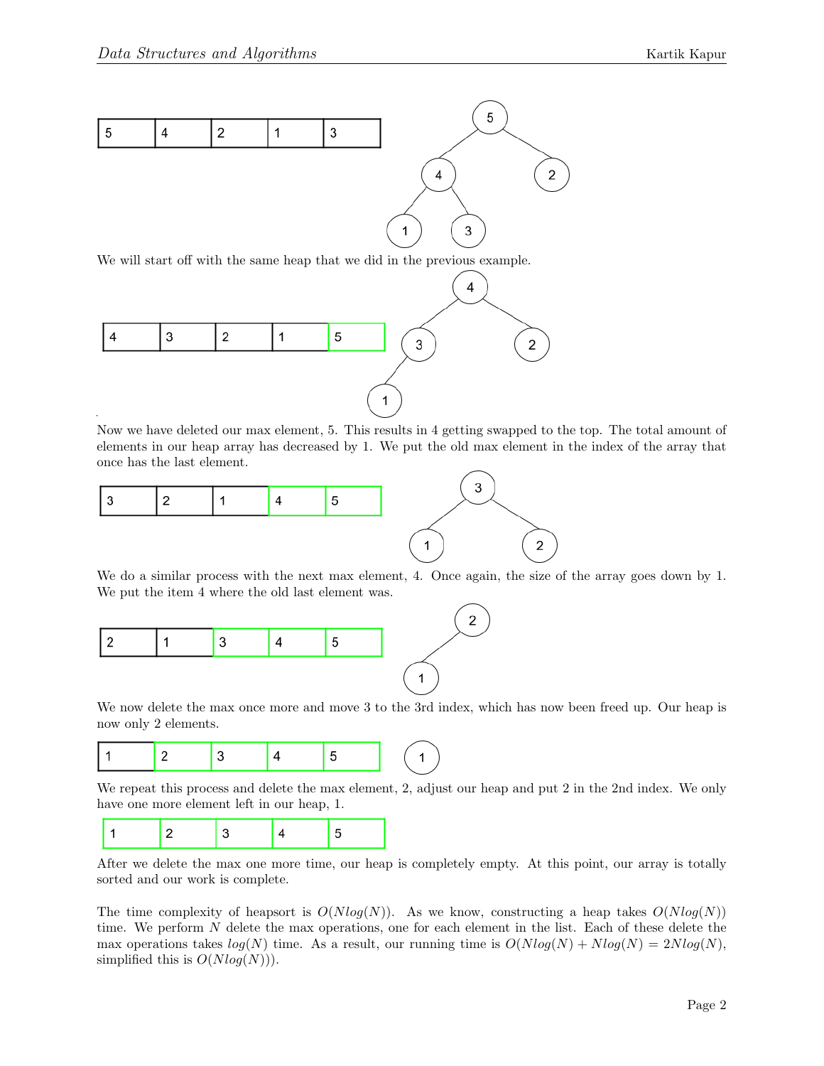| 5 | 4 | 2 | 1 | 3 |
|---|---|---|---|---|

We will start off with the same heap that we did in the previous example.

| 4 | 3 | 2 | 1 | 5 |
|---|---|---|---|---|

Now we have deleted our max element, 5. This results in 4 getting swapped to the top. The total amount of elements in our heap array has decreased by 1. We put the old max element in the index of the array that once has the last element.

| 3 | 2 | 1 | 4 | 5 |
|---|---|---|---|---|

We do a similar process with the next max element, 4. Once again, the size of the array goes down by 1. We put the item 4 where the old last element was.

| 2 | 1 | 3 | 4 | 5 |
|---|---|---|---|---|

We now delete the max once more and move 3 to the 3rd index, which has now been freed up. Our heap is now only 2 elements.

| 1 | 2 | 3 | 4 | 5 |
|---|---|---|---|---|

We repeat this process and delete the max element, 2, adjust our heap and put 2 in the 2nd index. We only have one more element left in our heap, 1.

| 1 | 2 | 3 | 4 | 5 |
|---|---|---|---|---|

After we delete the max one more time, our heap is completely empty. At this point, our array is totally sorted and our work is complete.

The time complexity of heapsort is $O(Nlog(N))$. As we know, constructing a heap takes $O(Nlog(N))$ time. We perform $N$ delete the max operations, one for each element in the list. Each of these delete the max operations takes $log(N)$ time. As a result, our running time is $O(Nlog(N) + Nlog(N) = 2Nlog(N)$, simplified this is $O(Nlog(N)))$.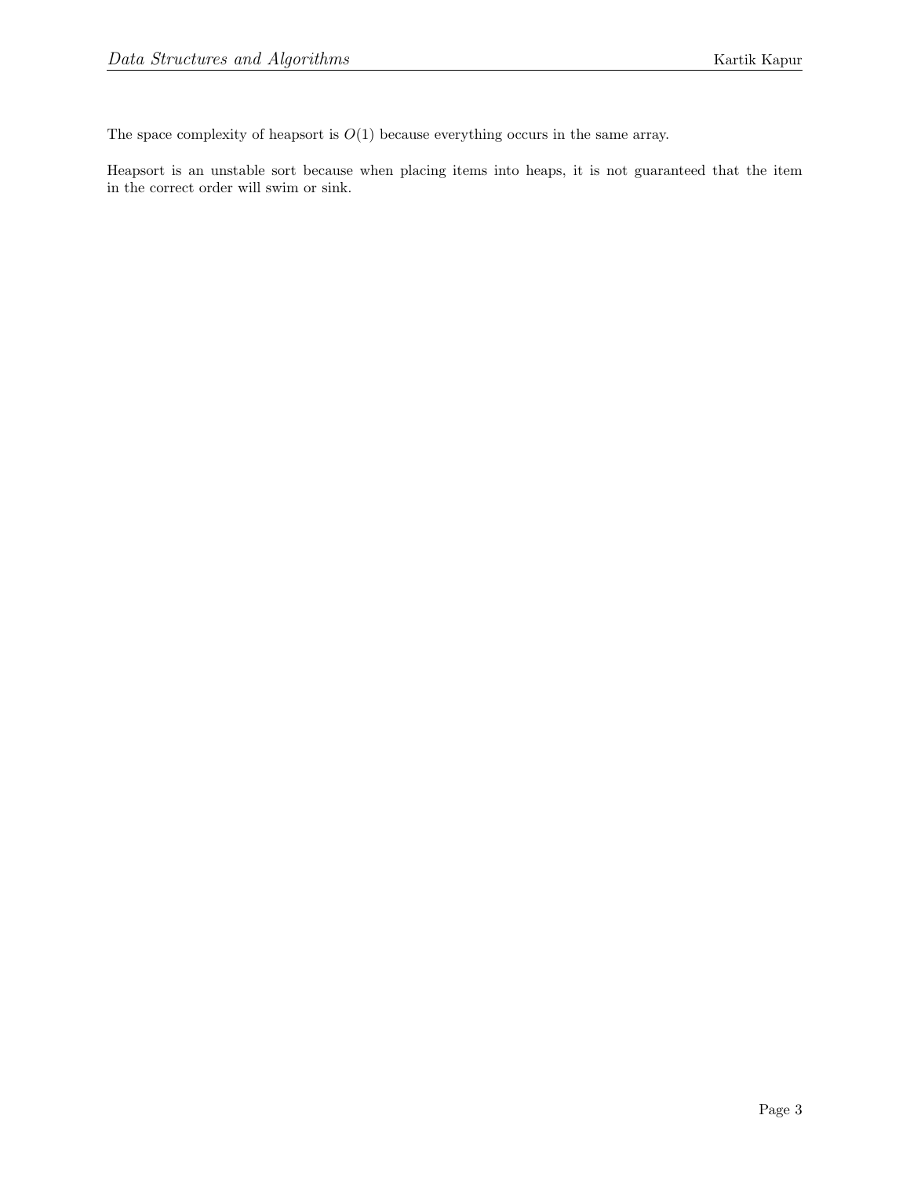The space complexity of heapsort is $O(1)$ because everything occurs in the same array.

Heapsort is an unstable sort because when placing items into heaps, it is not guaranteed that the item in the correct order will swim or sink.